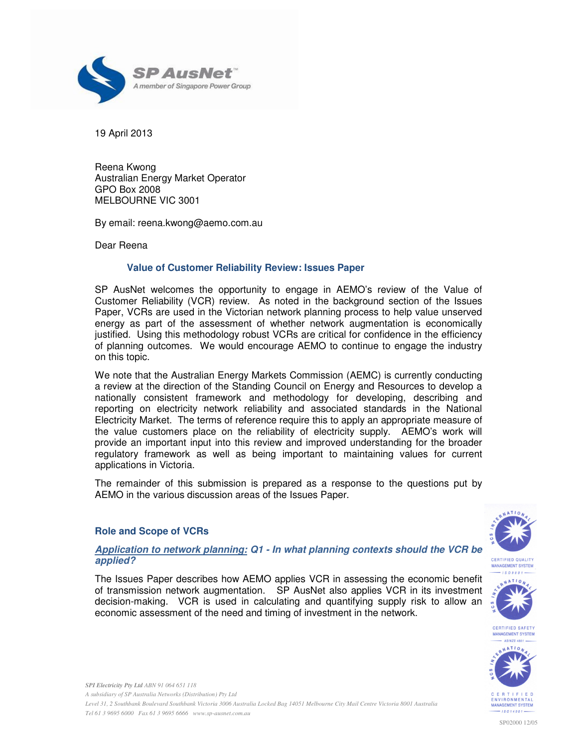19 April 2013

Reena Kwong
Australian Energy Market Operator
GPO Box 2008
MELBOURNE VIC 3001

By email: reena.kwong@aemo.com.au

Dear Reena

## Value of Customer Reliability Review: Issues Paper

SP AusNet welcomes the opportunity to engage in AEMO's review of the Value of Customer Reliability (VCR) review. As noted in the background section of the Issues Paper, VCRs are used in the Victorian network planning process to help value unserved energy as part of the assessment of whether network augmentation is economically justified. Using this methodology robust VCRs are critical for confidence in the efficiency of planning outcomes. We would encourage AEMO to continue to engage the industry on this topic.

We note that the Australian Energy Markets Commission (AEMC) is currently conducting a review at the direction of the Standing Council on Energy and Resources to develop a nationally consistent framework and methodology for developing, describing and reporting on electricity network reliability and associated standards in the National Electricity Market. The terms of reference require this to apply an appropriate measure of the value customers place on the reliability of electricity supply. AEMO's work will provide an important input into this review and improved understanding for the broader regulatory framework as well as being important to maintaining values for current applications in Victoria.

The remainder of this submission is prepared as a response to the questions put by AEMO in the various discussion areas of the Issues Paper.

## Role and Scope of VCRs

### *Application to network planning: Q1 - In what planning contexts should the VCR be applied?*

The Issues Paper describes how AEMO applies VCR in assessing the economic benefit of transmission network augmentation. SP AusNet also applies VCR in its investment decision-making. VCR is used in calculating and quantifying supply risk to allow an economic assessment of the need and timing of investment in the network.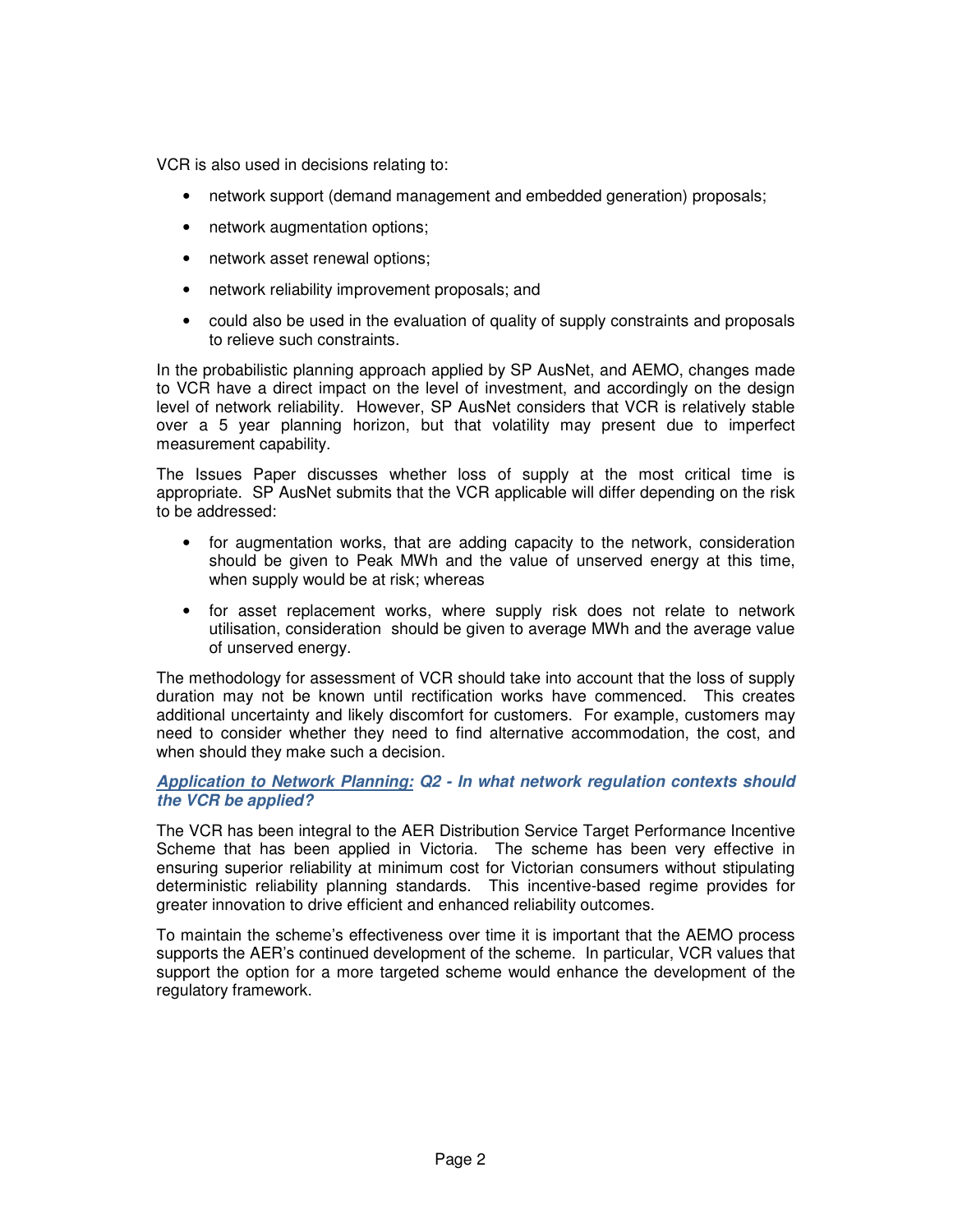VCR is also used in decisions relating to:

- network support (demand management and embedded generation) proposals;
- network augmentation options;
- network asset renewal options;
- network reliability improvement proposals; and
- could also be used in the evaluation of quality of supply constraints and proposals to relieve such constraints.

In the probabilistic planning approach applied by SP AusNet, and AEMO, changes made to VCR have a direct impact on the level of investment, and accordingly on the design level of network reliability. However, SP AusNet considers that VCR is relatively stable over a 5 year planning horizon, but that volatility may present due to imperfect measurement capability.

The Issues Paper discusses whether loss of supply at the most critical time is appropriate. SP AusNet submits that the VCR applicable will differ depending on the risk to be addressed:

- for augmentation works, that are adding capacity to the network, consideration should be given to Peak MWh and the value of unserved energy at this time, when supply would be at risk; whereas
- for asset replacement works, where supply risk does not relate to network utilisation, consideration should be given to average MWh and the average value of unserved energy.

The methodology for assessment of VCR should take into account that the loss of supply duration may not be known until rectification works have commenced. This creates additional uncertainty and likely discomfort for customers. For example, customers may need to consider whether they need to find alternative accommodation, the cost, and when should they make such a decision.

***Application to Network Planning:* Q2 - In what network regulation contexts should the VCR be applied?**

The VCR has been integral to the AER Distribution Service Target Performance Incentive Scheme that has been applied in Victoria. The scheme has been very effective in ensuring superior reliability at minimum cost for Victorian consumers without stipulating deterministic reliability planning standards. This incentive-based regime provides for greater innovation to drive efficient and enhanced reliability outcomes.

To maintain the scheme's effectiveness over time it is important that the AEMO process supports the AER's continued development of the scheme. In particular, VCR values that support the option for a more targeted scheme would enhance the development of the regulatory framework.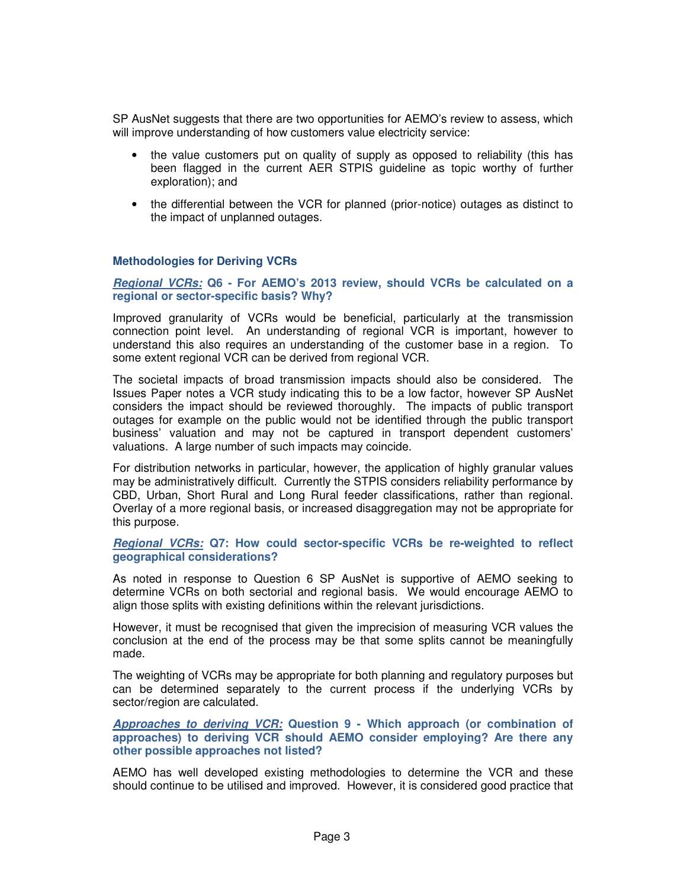SP AusNet suggests that there are two opportunities for AEMO's review to assess, which will improve understanding of how customers value electricity service:

- the value customers put on quality of supply as opposed to reliability (this has been flagged in the current AER STPIS guideline as topic worthy of further exploration); and
- the differential between the VCR for planned (prior-notice) outages as distinct to the impact of unplanned outages.

### Methodologies for Deriving VCRs

***Regional VCRs:*** **Q6 - For AEMO's 2013 review, should VCRs be calculated on a regional or sector-specific basis? Why?**

Improved granularity of VCRs would be beneficial, particularly at the transmission connection point level. An understanding of regional VCR is important, however to understand this also requires an understanding of the customer base in a region. To some extent regional VCR can be derived from regional VCR.

The societal impacts of broad transmission impacts should also be considered. The Issues Paper notes a VCR study indicating this to be a low factor, however SP AusNet considers the impact should be reviewed thoroughly. The impacts of public transport outages for example on the public would not be identified through the public transport business' valuation and may not be captured in transport dependent customers' valuations. A large number of such impacts may coincide.

For distribution networks in particular, however, the application of highly granular values may be administratively difficult. Currently the STPIS considers reliability performance by CBD, Urban, Short Rural and Long Rural feeder classifications, rather than regional. Overlay of a more regional basis, or increased disaggregation may not be appropriate for this purpose.

***Regional VCRs:*** **Q7: How could sector-specific VCRs be re-weighted to reflect geographical considerations?**

As noted in response to Question 6 SP AusNet is supportive of AEMO seeking to determine VCRs on both sectorial and regional basis. We would encourage AEMO to align those splits with existing definitions within the relevant jurisdictions.

However, it must be recognised that given the imprecision of measuring VCR values the conclusion at the end of the process may be that some splits cannot be meaningfully made.

The weighting of VCRs may be appropriate for both planning and regulatory purposes but can be determined separately to the current process if the underlying VCRs by sector/region are calculated.

***Approaches to deriving VCR:*** **Question 9 - Which approach (or combination of approaches) to deriving VCR should AEMO consider employing? Are there any other possible approaches not listed?**

AEMO has well developed existing methodologies to determine the VCR and these should continue to be utilised and improved. However, it is considered good practice that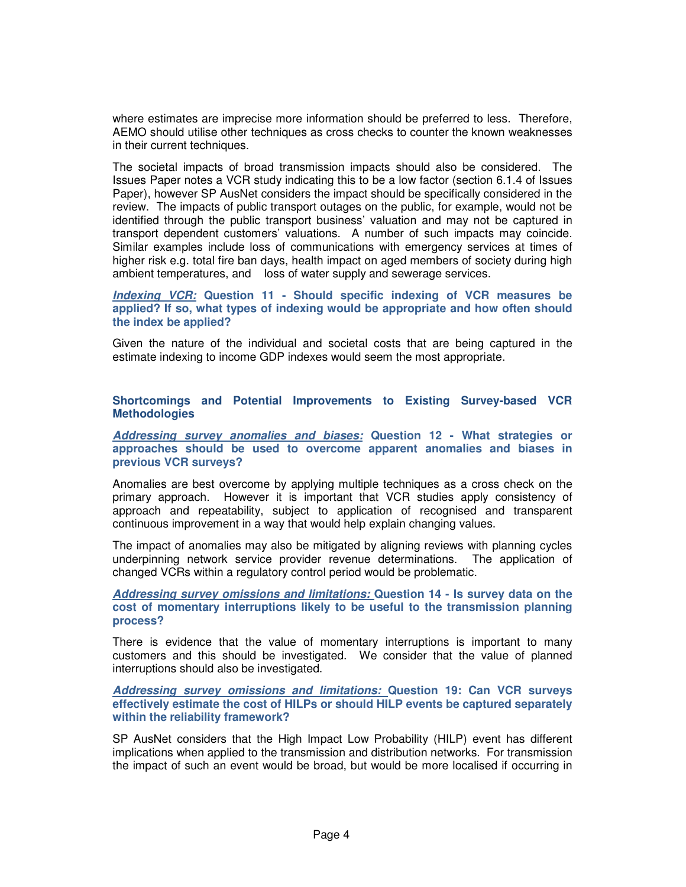where estimates are imprecise more information should be preferred to less. Therefore, AEMO should utilise other techniques as cross checks to counter the known weaknesses in their current techniques.

The societal impacts of broad transmission impacts should also be considered. The Issues Paper notes a VCR study indicating this to be a low factor (section 6.1.4 of Issues Paper), however SP AusNet considers the impact should be specifically considered in the review. The impacts of public transport outages on the public, for example, would not be identified through the public transport business' valuation and may not be captured in transport dependent customers' valuations. A number of such impacts may coincide. Similar examples include loss of communications with emergency services at times of higher risk e.g. total fire ban days, health impact on aged members of society during high ambient temperatures, and loss of water supply and sewerage services.

***Indexing VCR:*** **Question 11 - Should specific indexing of VCR measures be applied? If so, what types of indexing would be appropriate and how often should the index be applied?**

Given the nature of the individual and societal costs that are being captured in the estimate indexing to income GDP indexes would seem the most appropriate.

## Shortcomings and Potential Improvements to Existing Survey-based VCR Methodologies

***Addressing survey anomalies and biases:*** **Question 12 - What strategies or approaches should be used to overcome apparent anomalies and biases in previous VCR surveys?**

Anomalies are best overcome by applying multiple techniques as a cross check on the primary approach. However it is important that VCR studies apply consistency of approach and repeatability, subject to application of recognised and transparent continuous improvement in a way that would help explain changing values.

The impact of anomalies may also be mitigated by aligning reviews with planning cycles underpinning network service provider revenue determinations. The application of changed VCRs within a regulatory control period would be problematic.

***Addressing survey omissions and limitations:*** **Question 14 - Is survey data on the cost of momentary interruptions likely to be useful to the transmission planning process?**

There is evidence that the value of momentary interruptions is important to many customers and this should be investigated. We consider that the value of planned interruptions should also be investigated.

***Addressing survey omissions and limitations:*** **Question 19: Can VCR surveys effectively estimate the cost of HILPs or should HILP events be captured separately within the reliability framework?**

SP AusNet considers that the High Impact Low Probability (HILP) event has different implications when applied to the transmission and distribution networks. For transmission the impact of such an event would be broad, but would be more localised if occurring in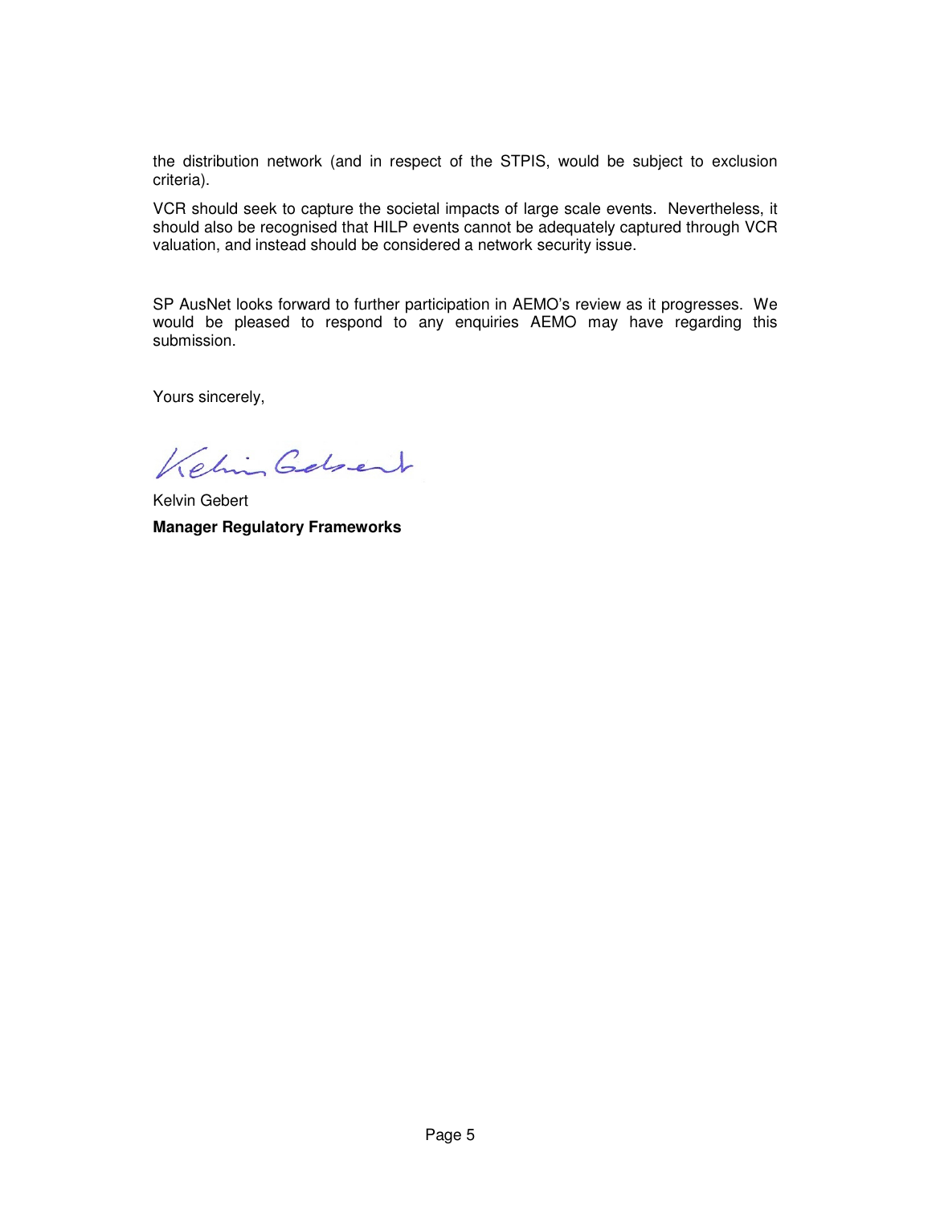the distribution network (and in respect of the STPIS, would be subject to exclusion criteria).

VCR should seek to capture the societal impacts of large scale events. Nevertheless, it should also be recognised that HILP events cannot be adequately captured through VCR valuation, and instead should be considered a network security issue.

SP AusNet looks forward to further participation in AEMO's review as it progresses. We would be pleased to respond to any enquiries AEMO may have regarding this submission.

Yours sincerely,

Kelvin Gebert

**Manager Regulatory Frameworks**